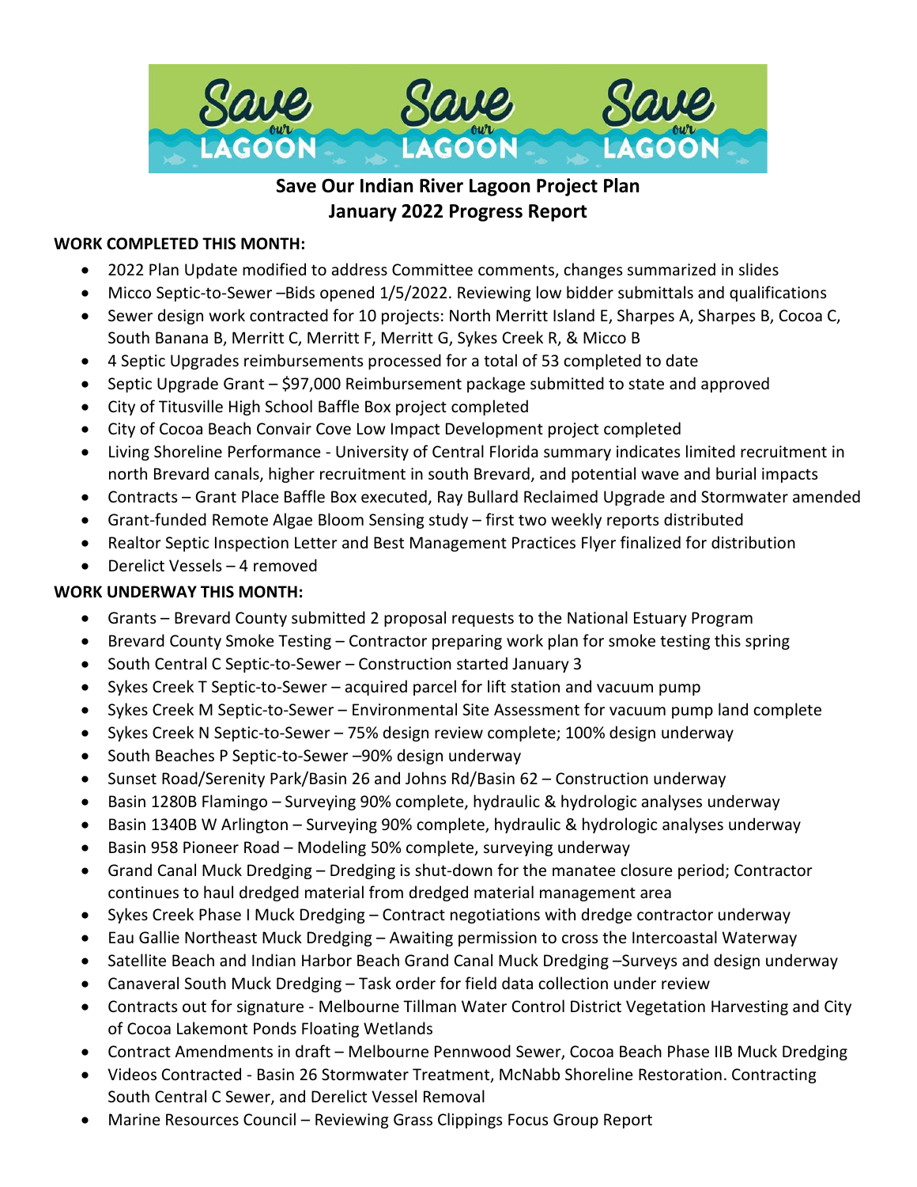# Save Our Indian River Lagoon Project Plan
## January 2022 Progress Report

**WORK COMPLETED THIS MONTH:**

- 2022 Plan Update modified to address Committee comments, changes summarized in slides
- Micco Septic-to-Sewer –Bids opened 1/5/2022. Reviewing low bidder submittals and qualifications
- Sewer design work contracted for 10 projects: North Merritt Island E, Sharpes A, Sharpes B, Cocoa C, South Banana B, Merritt C, Merritt F, Merritt G, Sykes Creek R, & Micco B
- 4 Septic Upgrades reimbursements processed for a total of 53 completed to date
- Septic Upgrade Grant – $97,000 Reimbursement package submitted to state and approved
- City of Titusville High School Baffle Box project completed
- City of Cocoa Beach Convair Cove Low Impact Development project completed
- Living Shoreline Performance - University of Central Florida summary indicates limited recruitment in north Brevard canals, higher recruitment in south Brevard, and potential wave and burial impacts
- Contracts – Grant Place Baffle Box executed, Ray Bullard Reclaimed Upgrade and Stormwater amended
- Grant-funded Remote Algae Bloom Sensing study – first two weekly reports distributed
- Realtor Septic Inspection Letter and Best Management Practices Flyer finalized for distribution
- Derelict Vessels – 4 removed

**WORK UNDERWAY THIS MONTH:**

- Grants – Brevard County submitted 2 proposal requests to the National Estuary Program
- Brevard County Smoke Testing – Contractor preparing work plan for smoke testing this spring
- South Central C Septic-to-Sewer – Construction started January 3
- Sykes Creek T Septic-to-Sewer – acquired parcel for lift station and vacuum pump
- Sykes Creek M Septic-to-Sewer – Environmental Site Assessment for vacuum pump land complete
- Sykes Creek N Septic-to-Sewer – 75% design review complete; 100% design underway
- South Beaches P Septic-to-Sewer –90% design underway
- Sunset Road/Serenity Park/Basin 26 and Johns Rd/Basin 62 – Construction underway
- Basin 1280B Flamingo – Surveying 90% complete, hydraulic & hydrologic analyses underway
- Basin 1340B W Arlington – Surveying 90% complete, hydraulic & hydrologic analyses underway
- Basin 958 Pioneer Road – Modeling 50% complete, surveying underway
- Grand Canal Muck Dredging – Dredging is shut-down for the manatee closure period; Contractor continues to haul dredged material from dredged material management area
- Sykes Creek Phase I Muck Dredging – Contract negotiations with dredge contractor underway
- Eau Gallie Northeast Muck Dredging – Awaiting permission to cross the Intercoastal Waterway
- Satellite Beach and Indian Harbor Beach Grand Canal Muck Dredging –Surveys and design underway
- Canaveral South Muck Dredging – Task order for field data collection under review
- Contracts out for signature - Melbourne Tillman Water Control District Vegetation Harvesting and City of Cocoa Lakemont Ponds Floating Wetlands
- Contract Amendments in draft – Melbourne Pennwood Sewer, Cocoa Beach Phase IIB Muck Dredging
- Videos Contracted - Basin 26 Stormwater Treatment, McNabb Shoreline Restoration. Contracting South Central C Sewer, and Derelict Vessel Removal
- Marine Resources Council – Reviewing Grass Clippings Focus Group Report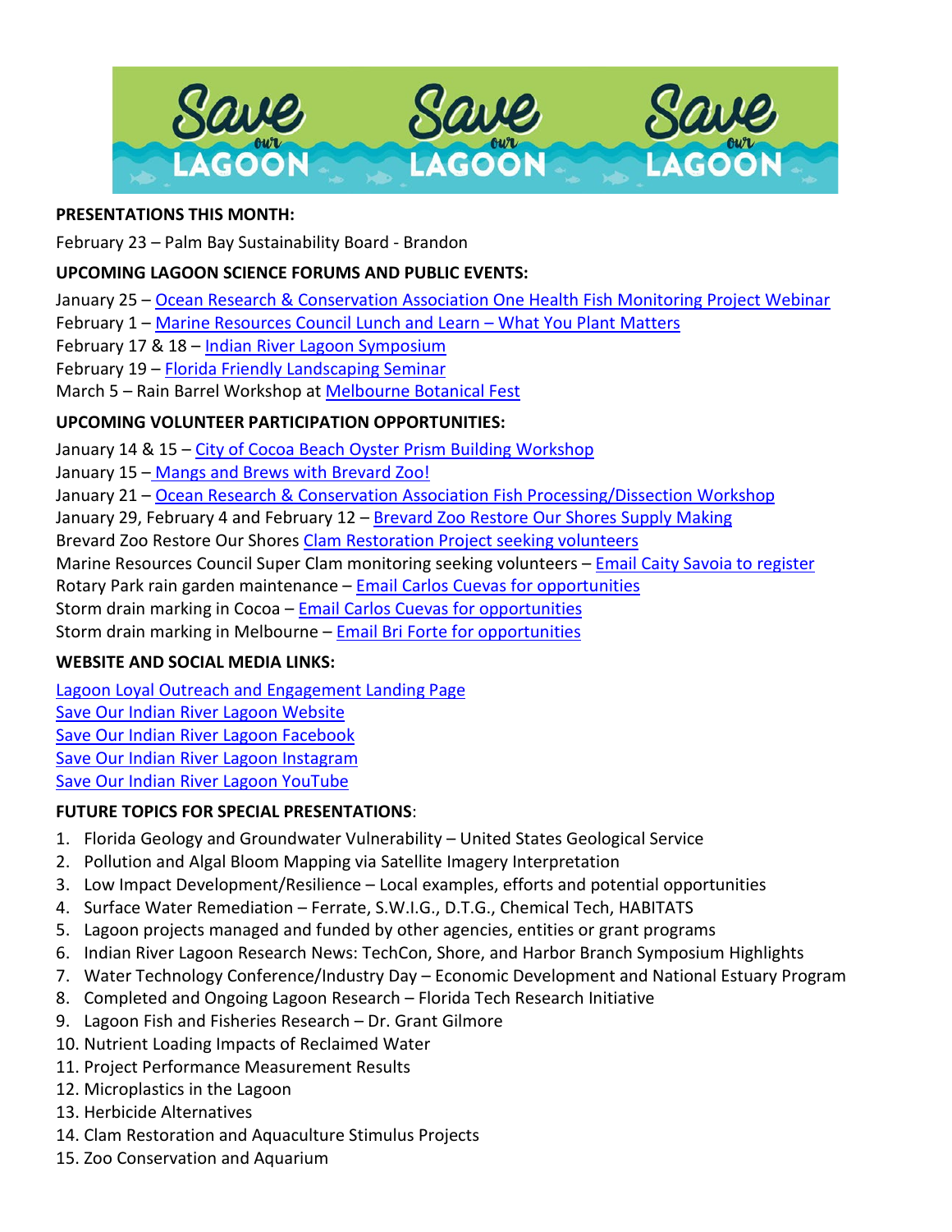**PRESENTATIONS THIS MONTH:**

February 23 – Palm Bay Sustainability Board - Brandon

**UPCOMING LAGOON SCIENCE FORUMS AND PUBLIC EVENTS:**

January 25 – Ocean Research & Conservation Association One Health Fish Monitoring Project Webinar
February 1 – Marine Resources Council Lunch and Learn – What You Plant Matters
February 17 & 18 – Indian River Lagoon Symposium
February 19 – Florida Friendly Landscaping Seminar
March 5 – Rain Barrel Workshop at Melbourne Botanical Fest

**UPCOMING VOLUNTEER PARTICIPATION OPPORTUNITIES:**

January 14 & 15 – City of Cocoa Beach Oyster Prism Building Workshop
January 15 – Mangs and Brews with Brevard Zoo!
January 21 – Ocean Research & Conservation Association Fish Processing/Dissection Workshop
January 29, February 4 and February 12 – Brevard Zoo Restore Our Shores Supply Making
Brevard Zoo Restore Our Shores Clam Restoration Project seeking volunteers
Marine Resources Council Super Clam monitoring seeking volunteers – Email Caity Savoia to register
Rotary Park rain garden maintenance – Email Carlos Cuevas for opportunities
Storm drain marking in Cocoa – Email Carlos Cuevas for opportunities
Storm drain marking in Melbourne – Email Bri Forte for opportunities

**WEBSITE AND SOCIAL MEDIA LINKS:**

Lagoon Loyal Outreach and Engagement Landing Page
Save Our Indian River Lagoon Website
Save Our Indian River Lagoon Facebook
Save Our Indian River Lagoon Instagram
Save Our Indian River Lagoon YouTube

**FUTURE TOPICS FOR SPECIAL PRESENTATIONS**:

1. Florida Geology and Groundwater Vulnerability – United States Geological Service
2. Pollution and Algal Bloom Mapping via Satellite Imagery Interpretation
3. Low Impact Development/Resilience – Local examples, efforts and potential opportunities
4. Surface Water Remediation – Ferrate, S.W.I.G., D.T.G., Chemical Tech, HABITATS
5. Lagoon projects managed and funded by other agencies, entities or grant programs
6. Indian River Lagoon Research News: TechCon, Shore, and Harbor Branch Symposium Highlights
7. Water Technology Conference/Industry Day – Economic Development and National Estuary Program
8. Completed and Ongoing Lagoon Research – Florida Tech Research Initiative
9. Lagoon Fish and Fisheries Research – Dr. Grant Gilmore
10. Nutrient Loading Impacts of Reclaimed Water
11. Project Performance Measurement Results
12. Microplastics in the Lagoon
13. Herbicide Alternatives
14. Clam Restoration and Aquaculture Stimulus Projects
15. Zoo Conservation and Aquarium